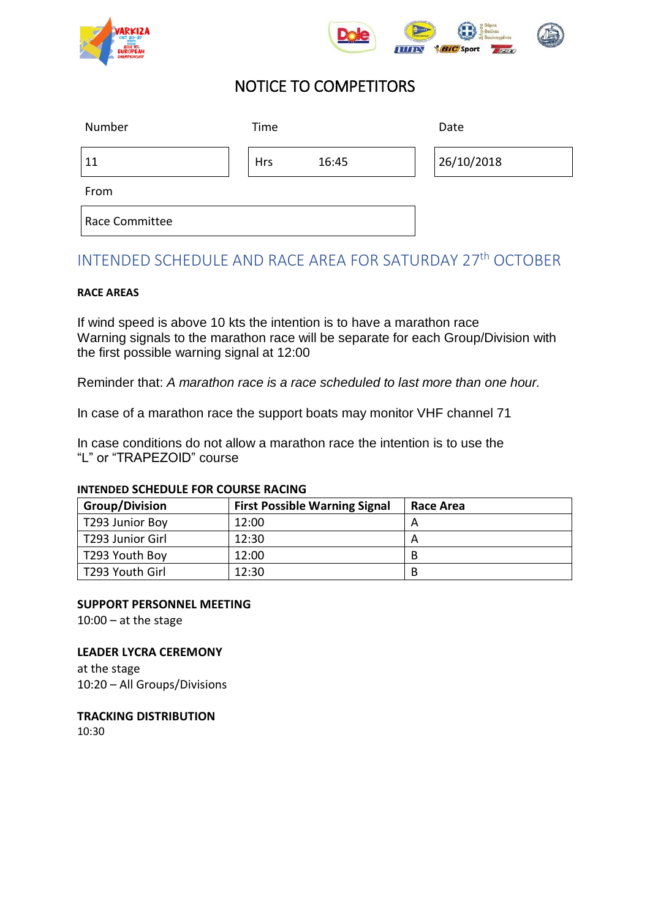# NOTICE TO COMPETITORS

| Number | Time | Date |
|---|---|---|
| 11 | Hrs 16:45 | 26/10/2018 |

From

Race Committee

## INTENDED SCHEDULE AND RACE AREA FOR SATURDAY 27th OCTOBER

**RACE AREAS**

If wind speed is above 10 kts the intention is to have a marathon race
Warning signals to the marathon race will be separate for each Group/Division with the first possible warning signal at 12:00

Reminder that: *A marathon race is a race scheduled to last more than one hour.*

In case of a marathon race the support boats may monitor VHF channel 71

In case conditions do not allow a marathon race the intention is to use the "L" or "TRAPEZOID" course

**INTENDED SCHEDULE FOR COURSE RACING**

| Group/Division | First Possible Warning Signal | Race Area |
|---|---|---|
| T293 Junior Boy | 12:00 | A |
| T293 Junior Girl | 12:30 | A |
| T293 Youth Boy | 12:00 | B |
| T293 Youth Girl | 12:30 | B |

**SUPPORT PERSONNEL MEETING**

10:00 – at the stage

**LEADER LYCRA CEREMONY**

at the stage

10:20 – All Groups/Divisions

**TRACKING DISTRIBUTION**

10:30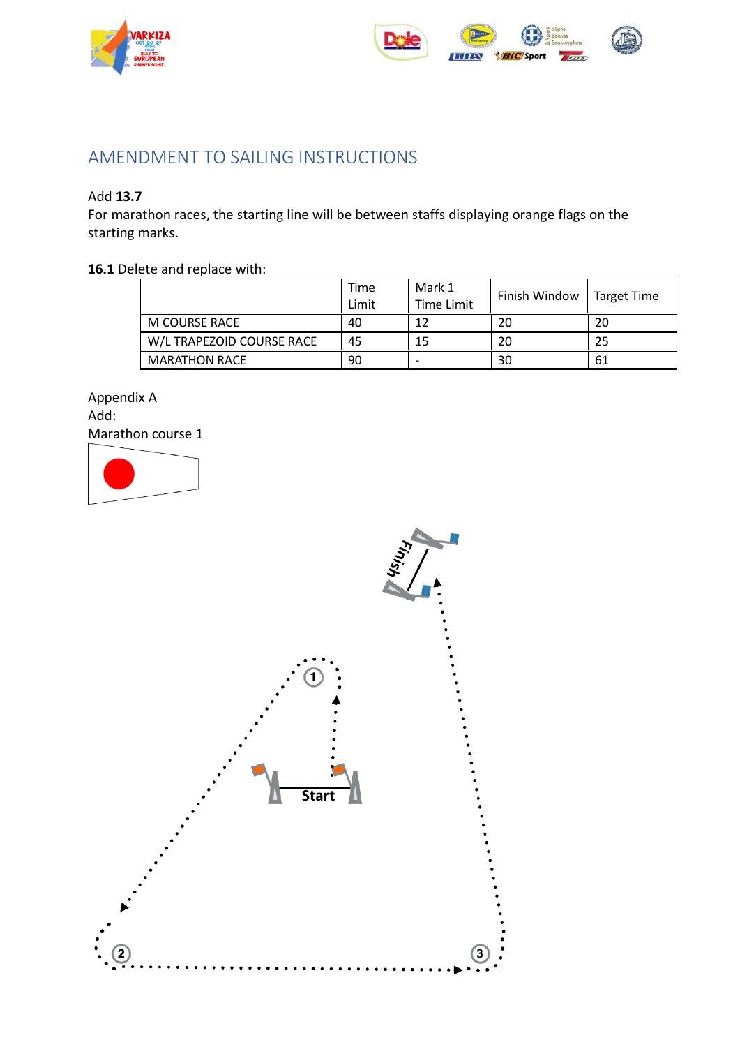# AMENDMENT TO SAILING INSTRUCTIONS

Add **13.7**
For marathon races, the starting line will be between staffs displaying orange flags on the starting marks.

**16.1** Delete and replace with:

| | Time Limit | Mark 1 Time Limit | Finish Window | Target Time |
|---|---|---|---|---|
| M COURSE RACE | 40 | 12 | 20 | 20 |
| W/L TRAPEZOID COURSE RACE | 45 | 15 | 20 | 25 |
| MARATHON RACE | 90 | - | 30 | 61 |

Appendix A
Add:
Marathon course 1

Finish

1

Start

2

3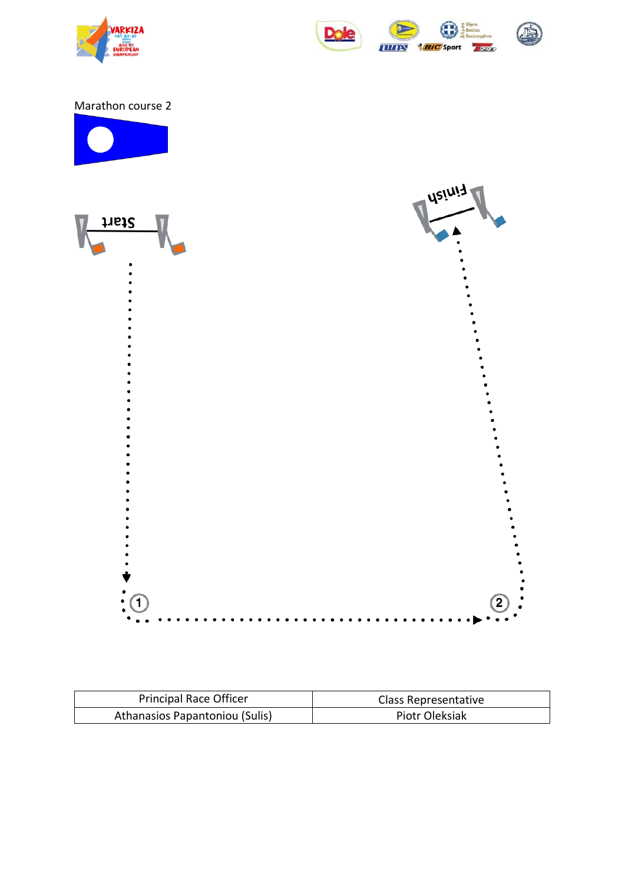Marathon course 2

Start

Finish

1

2

| Principal Race Officer | Class Representative |
|---|---|
| Athanasios Papantoniou (Sulis) | Piotr Oleksiak |